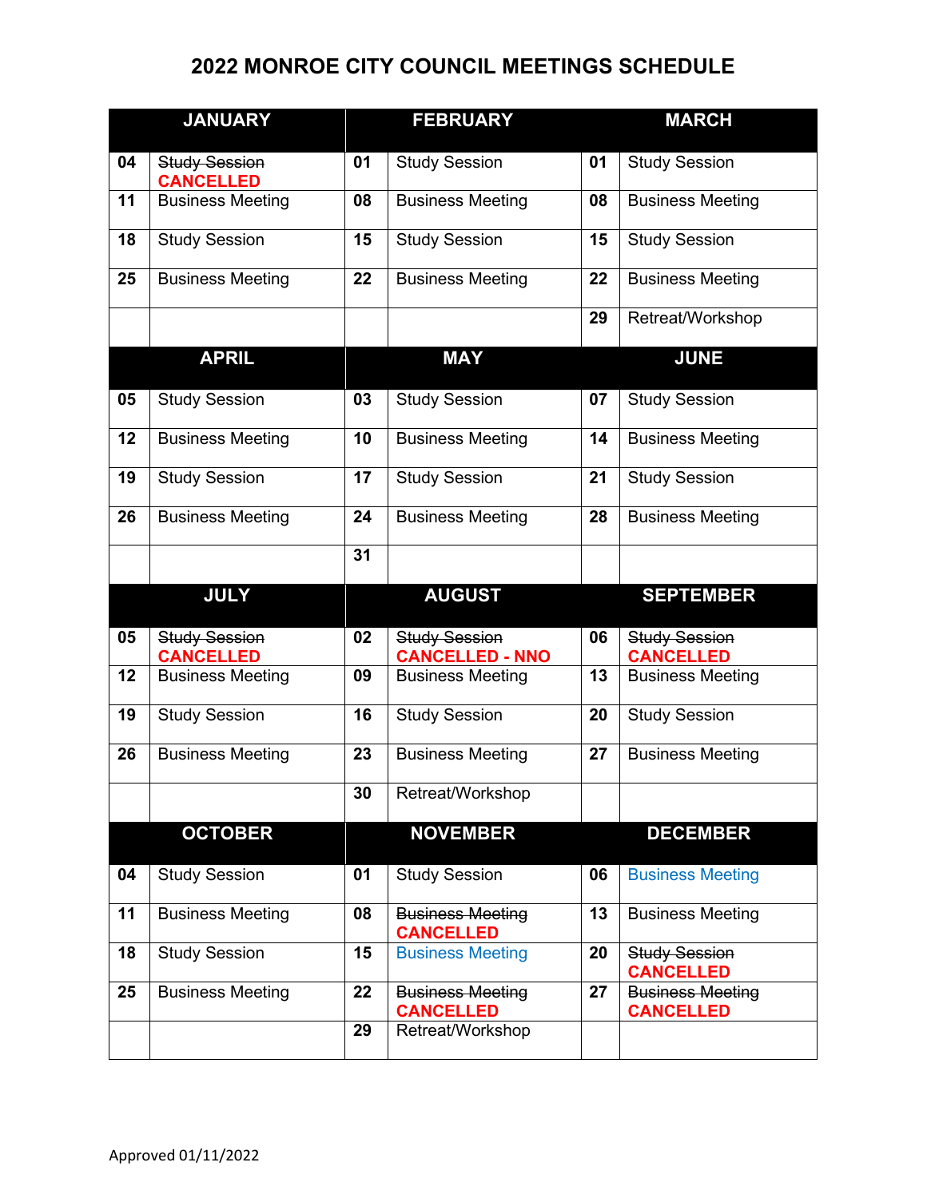# 2022 MONROE CITY COUNCIL MEETINGS SCHEDULE

| JANUARY | | FEBRUARY | | MARCH | |
|---|---|---|---|---|---|
| 04 | ~~Study Session~~ **CANCELLED** | 01 | Study Session | 01 | Study Session |
| 11 | Business Meeting | 08 | Business Meeting | 08 | Business Meeting |
| 18 | Study Session | 15 | Study Session | 15 | Study Session |
| 25 | Business Meeting | 22 | Business Meeting | 22 | Business Meeting |
| | | | | 29 | Retreat/Workshop |
| **APRIL** | | **MAY** | | **JUNE** | |
| 05 | Study Session | 03 | Study Session | 07 | Study Session |
| 12 | Business Meeting | 10 | Business Meeting | 14 | Business Meeting |
| 19 | Study Session | 17 | Study Session | 21 | Study Session |
| 26 | Business Meeting | 24 | Business Meeting | 28 | Business Meeting |
| | | 31 | | | |
| **JULY** | | **AUGUST** | | **SEPTEMBER** | |
| 05 | ~~Study Session~~ **CANCELLED** | 02 | ~~Study Session~~ **CANCELLED - NNO** | 06 | ~~Study Session~~ **CANCELLED** |
| 12 | Business Meeting | 09 | Business Meeting | 13 | Business Meeting |
| 19 | Study Session | 16 | Study Session | 20 | Study Session |
| 26 | Business Meeting | 23 | Business Meeting | 27 | Business Meeting |
| | | 30 | Retreat/Workshop | | |
| **OCTOBER** | | **NOVEMBER** | | **DECEMBER** | |
| 04 | Study Session | 01 | Study Session | 06 | Business Meeting |
| 11 | Business Meeting | 08 | ~~Business Meeting~~ **CANCELLED** | 13 | Business Meeting |
| 18 | Study Session | 15 | Business Meeting | 20 | ~~Study Session~~ **CANCELLED** |
| 25 | Business Meeting | 22 | ~~Business Meeting~~ **CANCELLED** | 27 | ~~Business Meeting~~ **CANCELLED** |
| | | 29 | Retreat/Workshop | | |

Approved 01/11/2022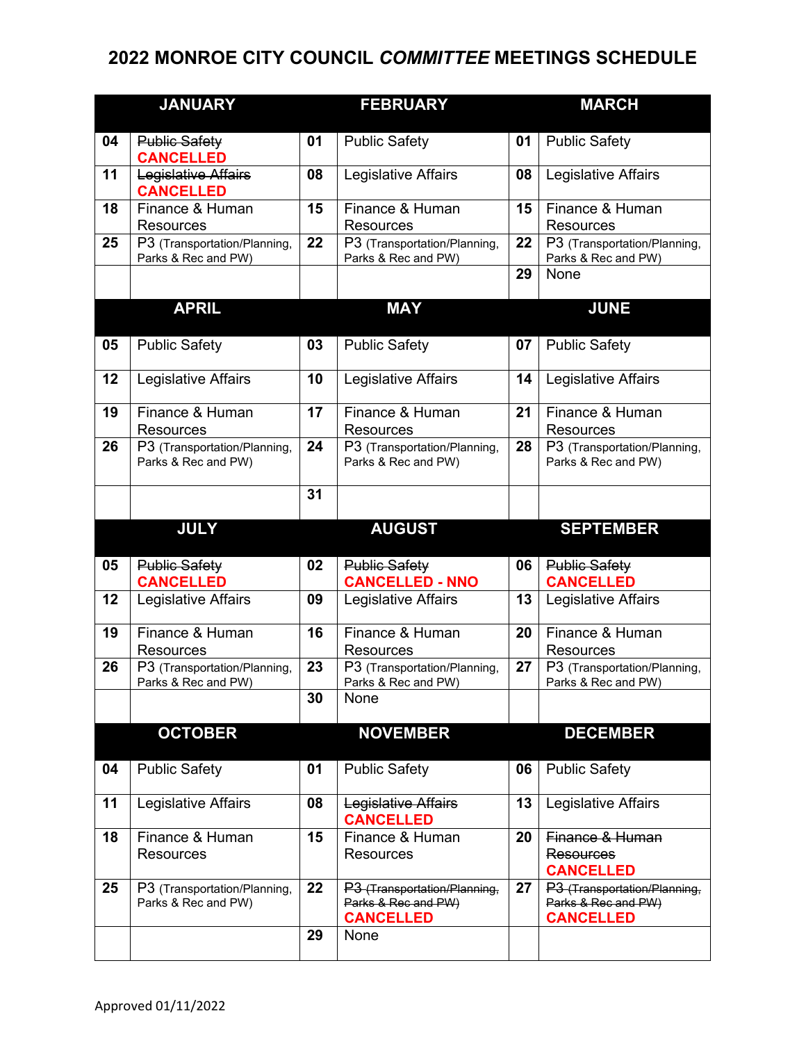# 2022 MONROE CITY COUNCIL *COMMITTEE* MEETINGS SCHEDULE

| JANUARY | | FEBRUARY | | MARCH | |
|---|---|---|---|---|---|
| 04 | ~~Public Safety~~ CANCELLED | 01 | Public Safety | 01 | Public Safety |
| 11 | ~~Legislative Affairs~~ CANCELLED | 08 | Legislative Affairs | 08 | Legislative Affairs |
| 18 | Finance & Human Resources | 15 | Finance & Human Resources | 15 | Finance & Human Resources |
| 25 | P3 (Transportation/Planning, Parks & Rec and PW) | 22 | P3 (Transportation/Planning, Parks & Rec and PW) | 22 | P3 (Transportation/Planning, Parks & Rec and PW) |
| | | | | 29 | None |
| **APRIL** | | **MAY** | | **JUNE** | |
| 05 | Public Safety | 03 | Public Safety | 07 | Public Safety |
| 12 | Legislative Affairs | 10 | Legislative Affairs | 14 | Legislative Affairs |
| 19 | Finance & Human Resources | 17 | Finance & Human Resources | 21 | Finance & Human Resources |
| 26 | P3 (Transportation/Planning, Parks & Rec and PW) | 24 | P3 (Transportation/Planning, Parks & Rec and PW) | 28 | P3 (Transportation/Planning, Parks & Rec and PW) |
| | | 31 | | | |
| **JULY** | | **AUGUST** | | **SEPTEMBER** | |
| 05 | ~~Public Safety~~ CANCELLED | 02 | ~~Public Safety~~ CANCELLED - NNO | 06 | ~~Public Safety~~ CANCELLED |
| 12 | Legislative Affairs | 09 | Legislative Affairs | 13 | Legislative Affairs |
| 19 | Finance & Human Resources | 16 | Finance & Human Resources | 20 | Finance & Human Resources |
| 26 | P3 (Transportation/Planning, Parks & Rec and PW) | 23 | P3 (Transportation/Planning, Parks & Rec and PW) | 27 | P3 (Transportation/Planning, Parks & Rec and PW) |
| | | 30 | None | | |
| **OCTOBER** | | **NOVEMBER** | | **DECEMBER** | |
| 04 | Public Safety | 01 | Public Safety | 06 | Public Safety |
| 11 | Legislative Affairs | 08 | ~~Legislative Affairs~~ CANCELLED | 13 | Legislative Affairs |
| 18 | Finance & Human Resources | 15 | Finance & Human Resources | 20 | ~~Finance & Human Resources~~ CANCELLED |
| 25 | P3 (Transportation/Planning, Parks & Rec and PW) | 22 | ~~P3 (Transportation/Planning, Parks & Rec and PW)~~ CANCELLED | 27 | ~~P3 (Transportation/Planning, Parks & Rec and PW)~~ CANCELLED |
| | | 29 | None | | |

Approved 01/11/2022